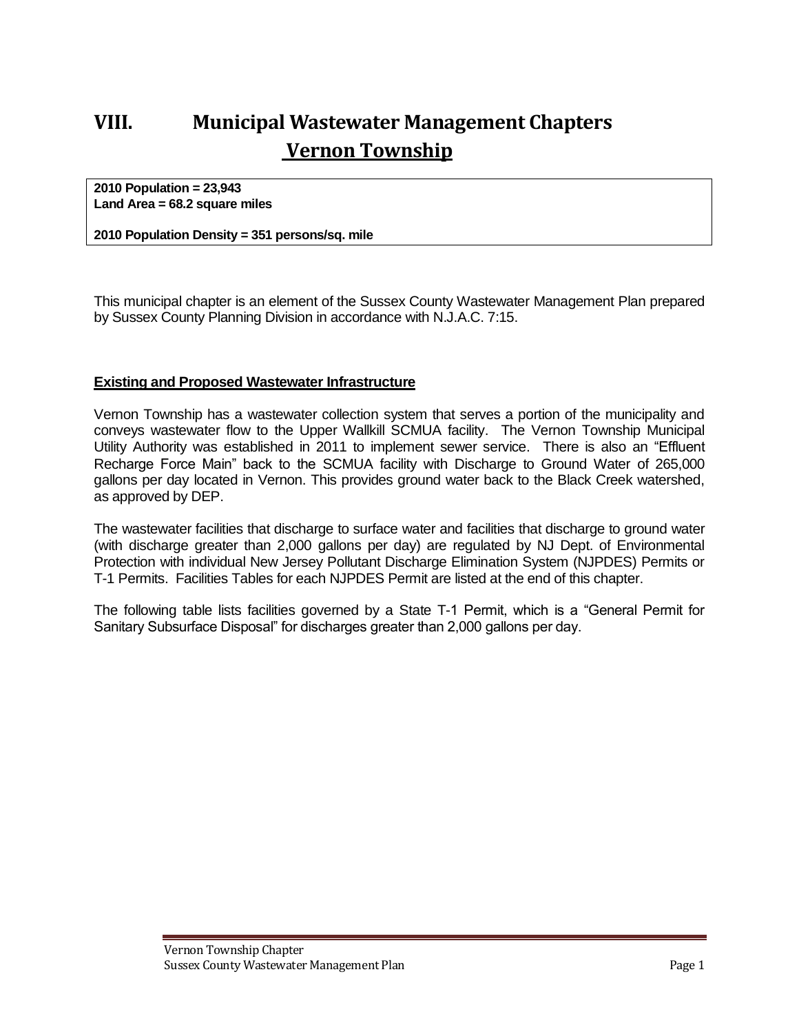# VIII. Municipal Wastewater Management Chapters

## Vernon Township

**2010 Population = 23,943**
**Land Area = 68.2 square miles**

**2010 Population Density = 351 persons/sq. mile**

This municipal chapter is an element of the Sussex County Wastewater Management Plan prepared by Sussex County Planning Division in accordance with N.J.A.C. 7:15.

### Existing and Proposed Wastewater Infrastructure

Vernon Township has a wastewater collection system that serves a portion of the municipality and conveys wastewater flow to the Upper Wallkill SCMUA facility. The Vernon Township Municipal Utility Authority was established in 2011 to implement sewer service. There is also an "Effluent Recharge Force Main" back to the SCMUA facility with Discharge to Ground Water of 265,000 gallons per day located in Vernon. This provides ground water back to the Black Creek watershed, as approved by DEP.

The wastewater facilities that discharge to surface water and facilities that discharge to ground water (with discharge greater than 2,000 gallons per day) are regulated by NJ Dept. of Environmental Protection with individual New Jersey Pollutant Discharge Elimination System (NJPDES) Permits or T-1 Permits. Facilities Tables for each NJPDES Permit are listed at the end of this chapter.

The following table lists facilities governed by a State T-1 Permit, which is a "General Permit for Sanitary Subsurface Disposal" for discharges greater than 2,000 gallons per day.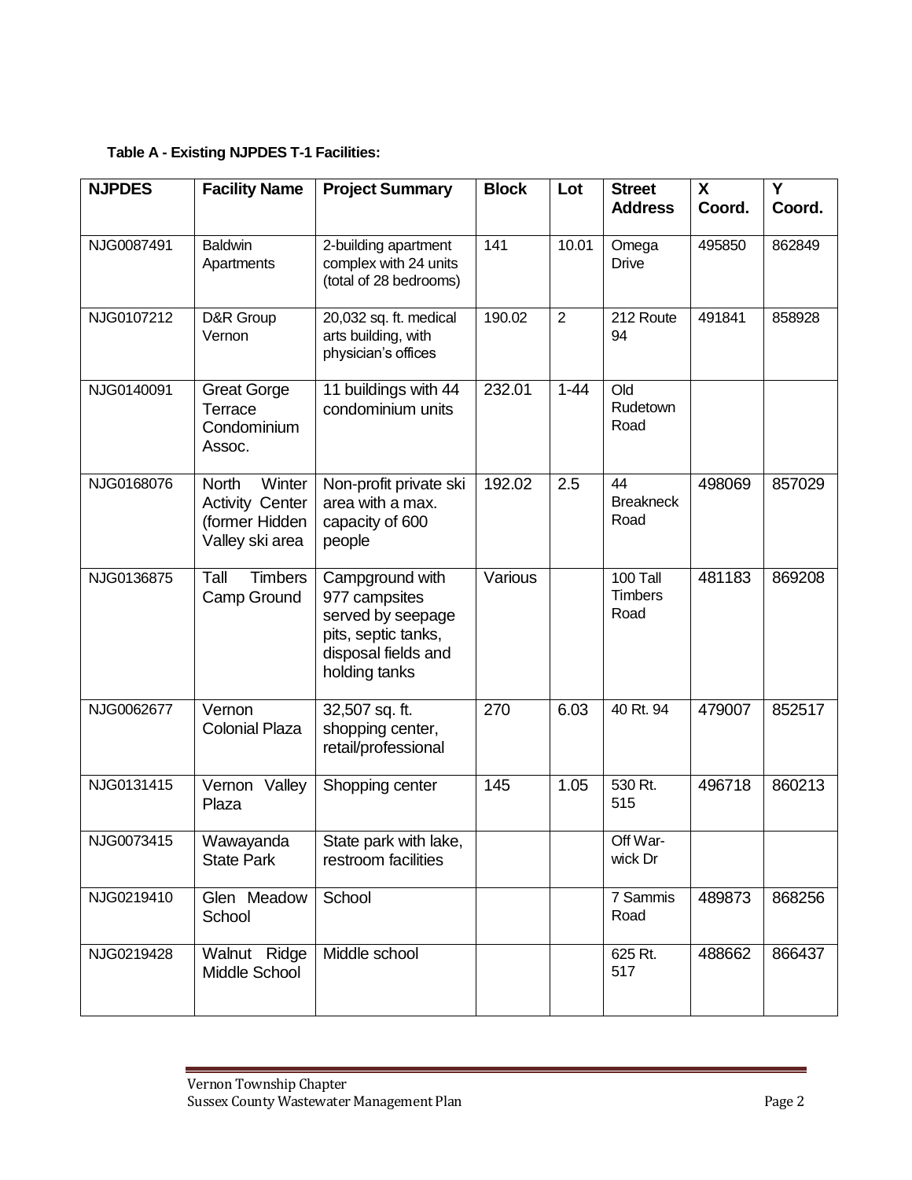**Table A - Existing NJPDES T-1 Facilities:**

| NJPDES | Facility Name | Project Summary | Block | Lot | Street Address | X Coord. | Y Coord. |
|---|---|---|---|---|---|---|---|
| NJG0087491 | Baldwin Apartments | 2-building apartment complex with 24 units (total of 28 bedrooms) | 141 | 10.01 | Omega Drive | 495850 | 862849 |
| NJG0107212 | D&R Group Vernon | 20,032 sq. ft. medical arts building, with physician's offices | 190.02 | 2 | 212 Route 94 | 491841 | 858928 |
| NJG0140091 | Great Gorge Terrace Condominium Assoc. | 11 buildings with 44 condominium units | 232.01 | 1-44 | Old Rudetown Road | | |
| NJG0168076 | North Winter Activity Center (former Hidden Valley ski area | Non-profit private ski area with a max. capacity of 600 people | 192.02 | 2.5 | 44 Breakneck Road | 498069 | 857029 |
| NJG0136875 | Tall Timbers Camp Ground | Campground with 977 campsites served by seepage pits, septic tanks, disposal fields and holding tanks | Various | | 100 Tall Timbers Road | 481183 | 869208 |
| NJG0062677 | Vernon Colonial Plaza | 32,507 sq. ft. shopping center, retail/professional | 270 | 6.03 | 40 Rt. 94 | 479007 | 852517 |
| NJG0131415 | Vernon Valley Plaza | Shopping center | 145 | 1.05 | 530 Rt. 515 | 496718 | 860213 |
| NJG0073415 | Wawayanda State Park | State park with lake, restroom facilities | | | Off Warwick Dr | | |
| NJG0219410 | Glen Meadow School | School | | | 7 Sammis Road | 489873 | 868256 |
| NJG0219428 | Walnut Ridge Middle School | Middle school | | | 625 Rt. 517 | 488662 | 866437 |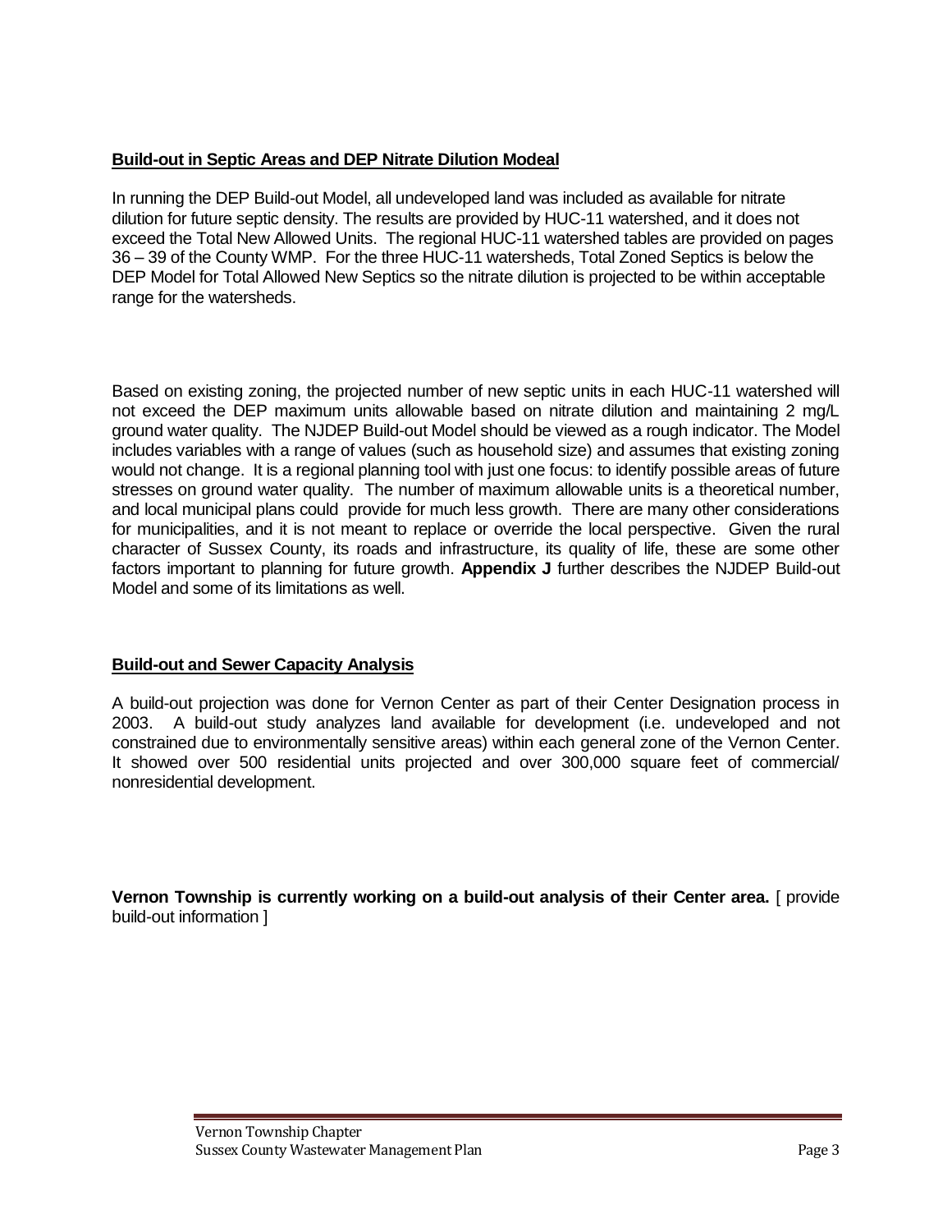**Build-out in Septic Areas and DEP Nitrate Dilution Modeal**

In running the DEP Build-out Model, all undeveloped land was included as available for nitrate dilution for future septic density. The results are provided by HUC-11 watershed, and it does not exceed the Total New Allowed Units. The regional HUC-11 watershed tables are provided on pages 36 – 39 of the County WMP. For the three HUC-11 watersheds, Total Zoned Septics is below the DEP Model for Total Allowed New Septics so the nitrate dilution is projected to be within acceptable range for the watersheds.

Based on existing zoning, the projected number of new septic units in each HUC-11 watershed will not exceed the DEP maximum units allowable based on nitrate dilution and maintaining 2 mg/L ground water quality. The NJDEP Build-out Model should be viewed as a rough indicator. The Model includes variables with a range of values (such as household size) and assumes that existing zoning would not change. It is a regional planning tool with just one focus: to identify possible areas of future stresses on ground water quality. The number of maximum allowable units is a theoretical number, and local municipal plans could provide for much less growth. There are many other considerations for municipalities, and it is not meant to replace or override the local perspective. Given the rural character of Sussex County, its roads and infrastructure, its quality of life, these are some other factors important to planning for future growth. **Appendix J** further describes the NJDEP Build-out Model and some of its limitations as well.

**Build-out and Sewer Capacity Analysis**

A build-out projection was done for Vernon Center as part of their Center Designation process in 2003. A build-out study analyzes land available for development (i.e. undeveloped and not constrained due to environmentally sensitive areas) within each general zone of the Vernon Center. It showed over 500 residential units projected and over 300,000 square feet of commercial/ nonresidential development.

**Vernon Township is currently working on a build-out analysis of their Center area.** [ provide build-out information ]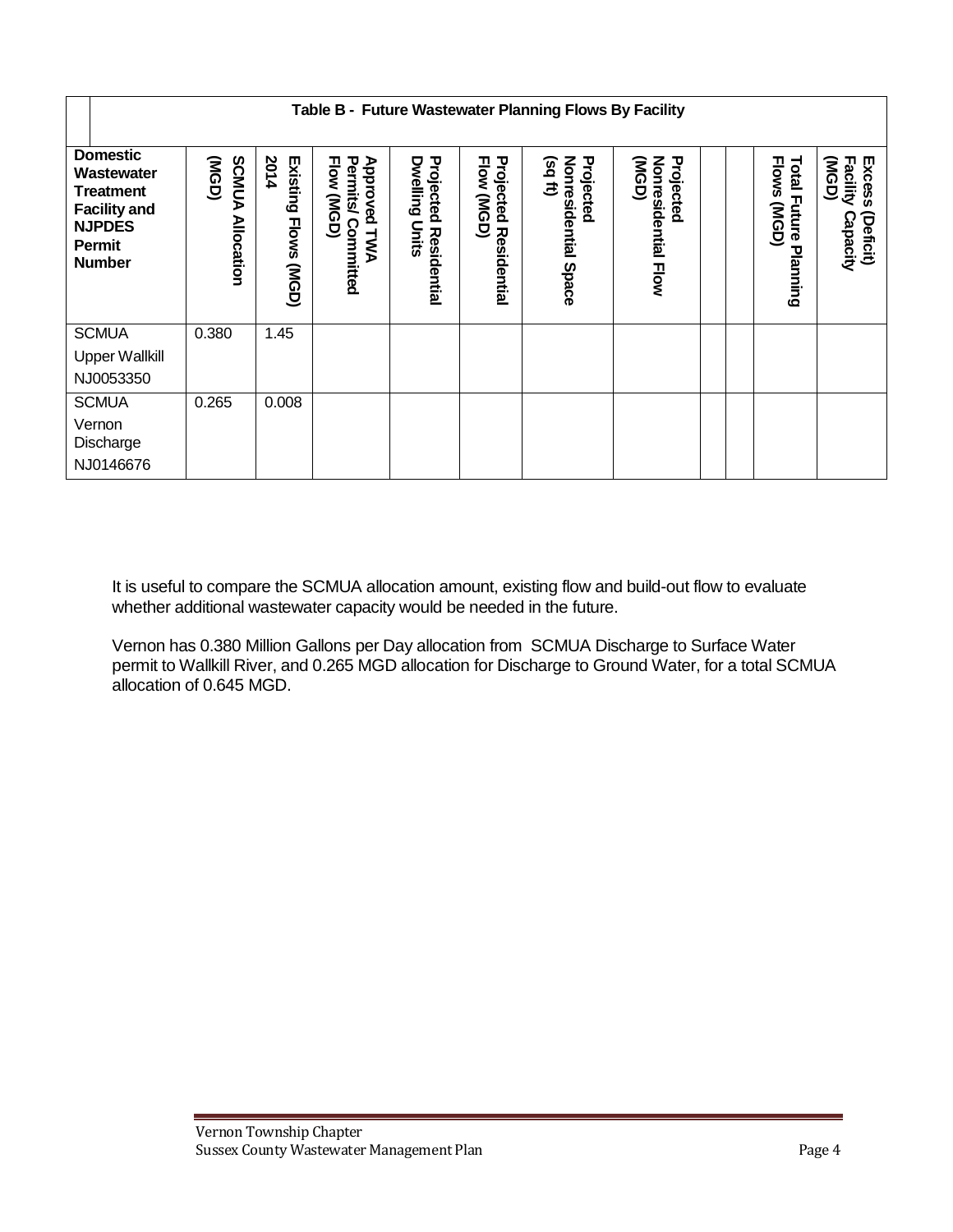| Table B - Future Wastewater Planning Flows By Facility | | | | | | | | | | | | |
|---|---|---|---|---|---|---|---|---|---|---|---|---|
| **Domestic Wastewater Treatment Facility and NJPDES Permit Number** | **SCMUA Allocation (MGD)** | **Existing Flows (MGD) 2014** | **Approved TWA Permits/ Committed Flow (MGD)** | **Projected Residential Dwelling Units** | **Projected Residential Flow (MGD)** | **Projected Nonresidential Space (sq ft)** | **Projected Nonresidential Flow (MGD)** | | | **Total Future Planning Flows (MGD)** | **Excess (Deficit) Facility Capacity (MGD)** |
| SCMUA Upper Wallkill NJ0053350 | 0.380 | 1.45 | | | | | | | | | |
| SCMUA Vernon Discharge NJ0146676 | 0.265 | 0.008 | | | | | | | | | |

It is useful to compare the SCMUA allocation amount, existing flow and build-out flow to evaluate whether additional wastewater capacity would be needed in the future.

Vernon has 0.380 Million Gallons per Day allocation from SCMUA Discharge to Surface Water permit to Wallkill River, and 0.265 MGD allocation for Discharge to Ground Water, for a total SCMUA allocation of 0.645 MGD.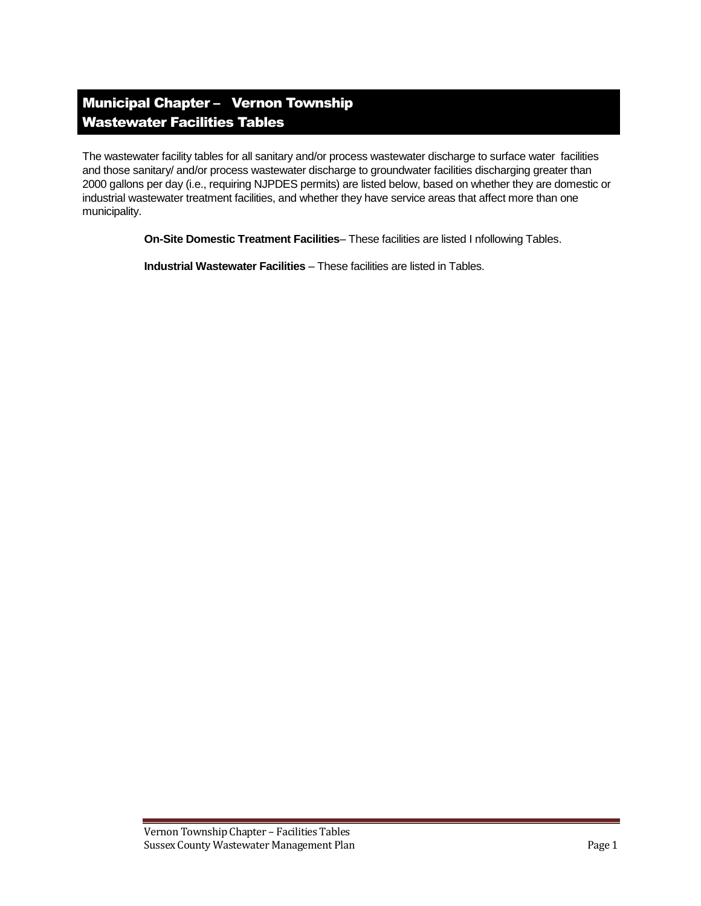# Municipal Chapter – Vernon Township Wastewater Facilities Tables

The wastewater facility tables for all sanitary and/or process wastewater discharge to surface water facilities and those sanitary/ and/or process wastewater discharge to groundwater facilities discharging greater than 2000 gallons per day (i.e., requiring NJPDES permits) are listed below, based on whether they are domestic or industrial wastewater treatment facilities, and whether they have service areas that affect more than one municipality.

**On-Site Domestic Treatment Facilities**– These facilities are listed I nfollowing Tables.

**Industrial Wastewater Facilities** – These facilities are listed in Tables.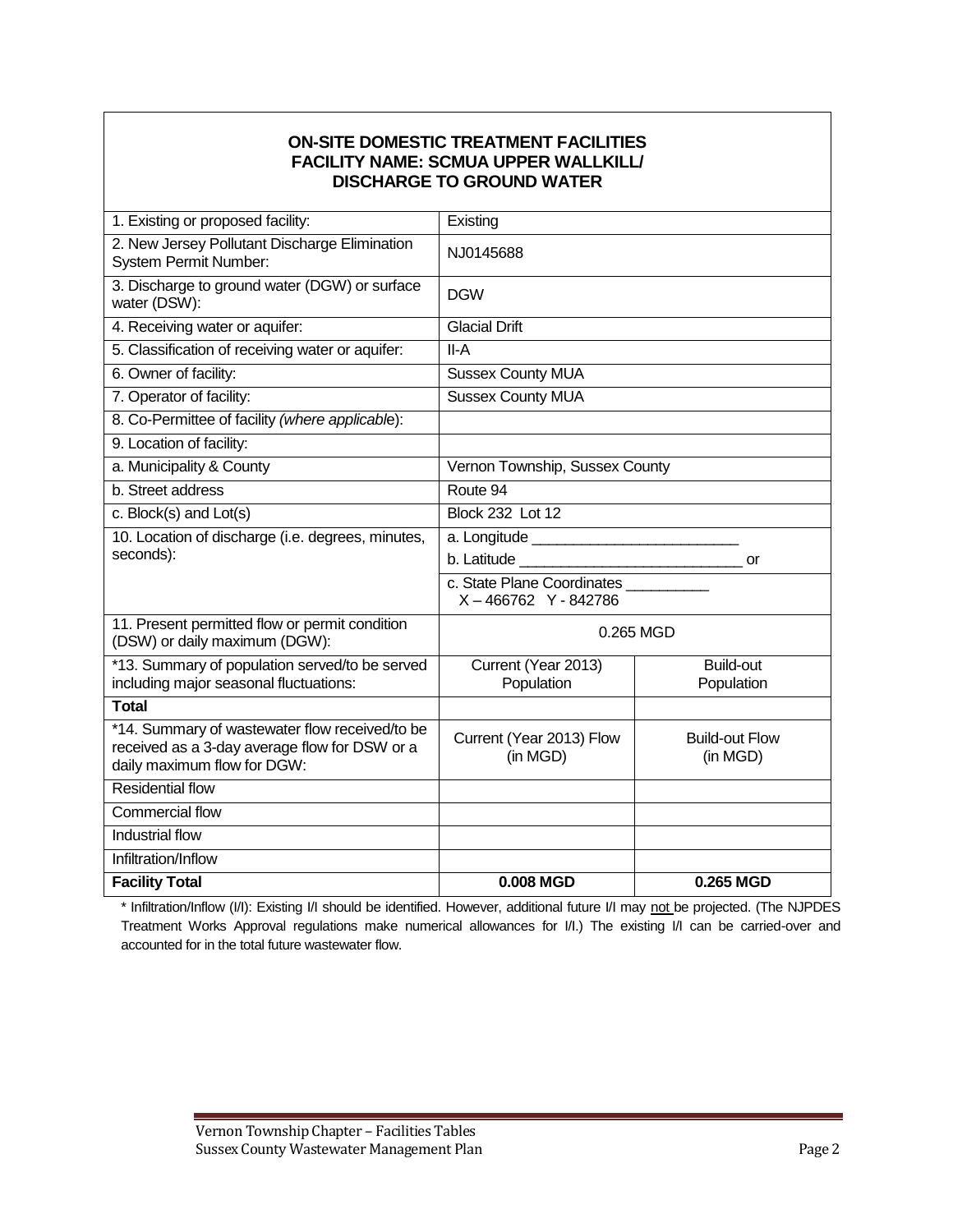**ON-SITE DOMESTIC TREATMENT FACILITIES**
**FACILITY NAME: SCMUA UPPER WALLKILL/**
**DISCHARGE TO GROUND WATER**

| | | |
|---|---|---|
| 1. Existing or proposed facility: | Existing | |
| 2. New Jersey Pollutant Discharge Elimination System Permit Number: | NJ0145688 | |
| 3. Discharge to ground water (DGW) or surface water (DSW): | DGW | |
| 4. Receiving water or aquifer: | Glacial Drift | |
| 5. Classification of receiving water or aquifer: | II-A | |
| 6. Owner of facility: | Sussex County MUA | |
| 7. Operator of facility: | Sussex County MUA | |
| 8. Co-Permittee of facility *(where applicable)*: | | |
| 9. Location of facility: | | |
| a. Municipality & County | Vernon Township, Sussex County | |
| b. Street address | Route 94 | |
| c. Block(s) and Lot(s) | Block 232 Lot 12 | |
| 10. Location of discharge (i.e. degrees, minutes, seconds): | a. Longitude ________________________ b. Latitude __________________________ or | |
| | c. State Plane Coordinates _________ X – 466762 Y - 842786 | |
| 11. Present permitted flow or permit condition (DSW) or daily maximum (DGW): | 0.265 MGD | |
| *13. Summary of population served/to be served including major seasonal fluctuations: | Current (Year 2013) Population | Build-out Population |
| **Total** | | |
| *14. Summary of wastewater flow received/to be received as a 3-day average flow for DSW or a daily maximum flow for DGW: | Current (Year 2013) Flow (in MGD) | Build-out Flow (in MGD) |
| Residential flow | | |
| Commercial flow | | |
| Industrial flow | | |
| Infiltration/Inflow | | |
| **Facility Total** | **0.008 MGD** | **0.265 MGD** |

* Infiltration/Inflow (I/I): Existing I/I should be identified. However, additional future I/I may not be projected. (The NJPDES Treatment Works Approval regulations make numerical allowances for I/I.) The existing I/I can be carried-over and accounted for in the total future wastewater flow.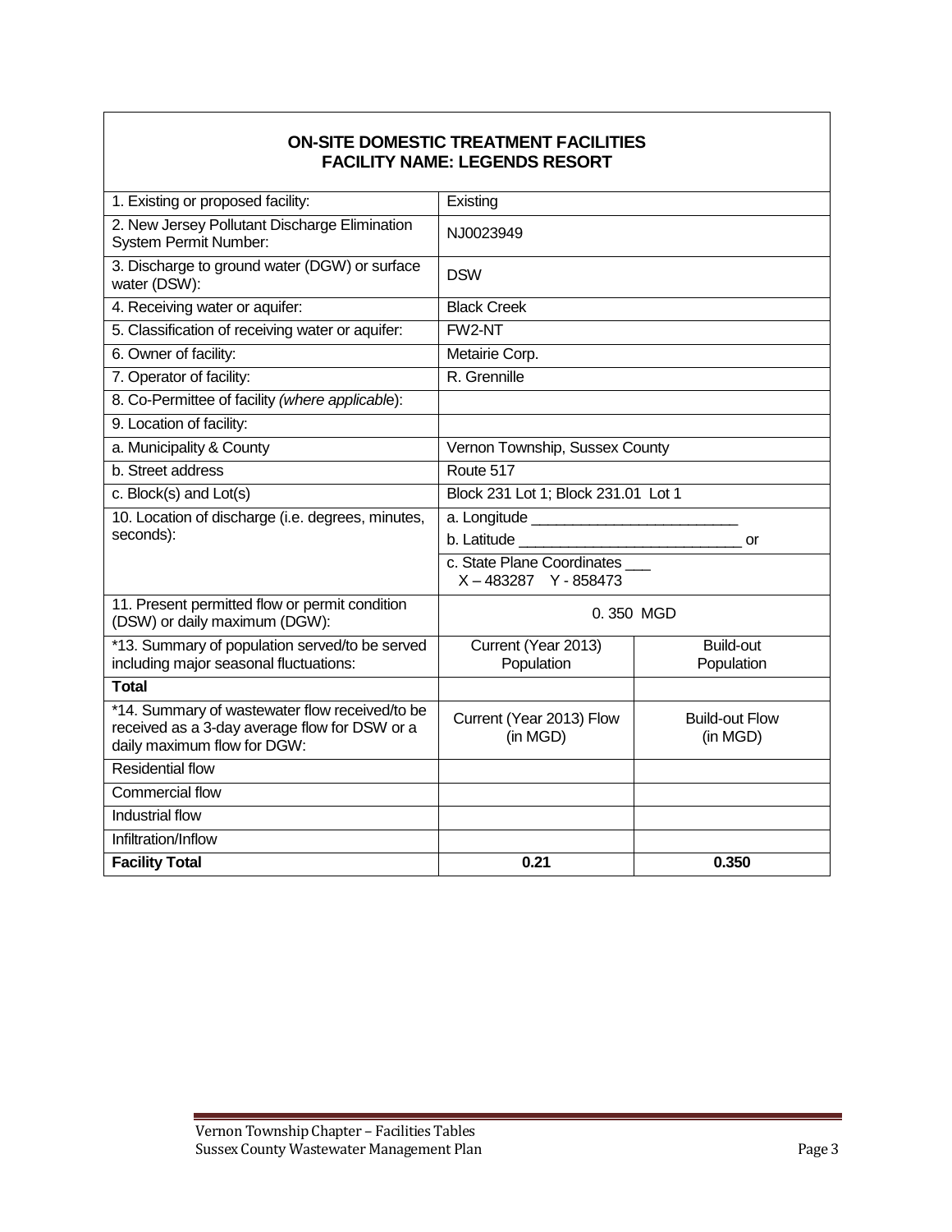| **ON-SITE DOMESTIC TREATMENT FACILITIES**<br>**FACILITY NAME: LEGENDS RESORT** | | |
|---|---|---|
| 1. Existing or proposed facility: | Existing | |
| 2. New Jersey Pollutant Discharge Elimination System Permit Number: | NJ0023949 | |
| 3. Discharge to ground water (DGW) or surface water (DSW): | DSW | |
| 4. Receiving water or aquifer: | Black Creek | |
| 5. Classification of receiving water or aquifer: | FW2-NT | |
| 6. Owner of facility: | Metairie Corp. | |
| 7. Operator of facility: | R. Grennille | |
| 8. Co-Permittee of facility *(where applicable)*: | | |
| 9. Location of facility: | | |
| a. Municipality & County | Vernon Township, Sussex County | |
| b. Street address | Route 517 | |
| c. Block(s) and Lot(s) | Block 231 Lot 1; Block 231.01 Lot 1 | |
| 10. Location of discharge (i.e. degrees, minutes, seconds): | a. Longitude ________________________<br>b. Latitude __________________________ or | |
| | c. State Plane Coordinates ___<br>X – 483287 Y - 858473 | |
| 11. Present permitted flow or permit condition (DSW) or daily maximum (DGW): | 0. 350 MGD | |
| *13. Summary of population served/to be served including major seasonal fluctuations: | Current (Year 2013) Population | Build-out Population |
| **Total** | | |
| *14. Summary of wastewater flow received/to be received as a 3-day average flow for DSW or a daily maximum flow for DGW: | Current (Year 2013) Flow (in MGD) | Build-out Flow (in MGD) |
| Residential flow | | |
| Commercial flow | | |
| Industrial flow | | |
| Infiltration/Inflow | | |
| **Facility Total** | **0.21** | **0.350** |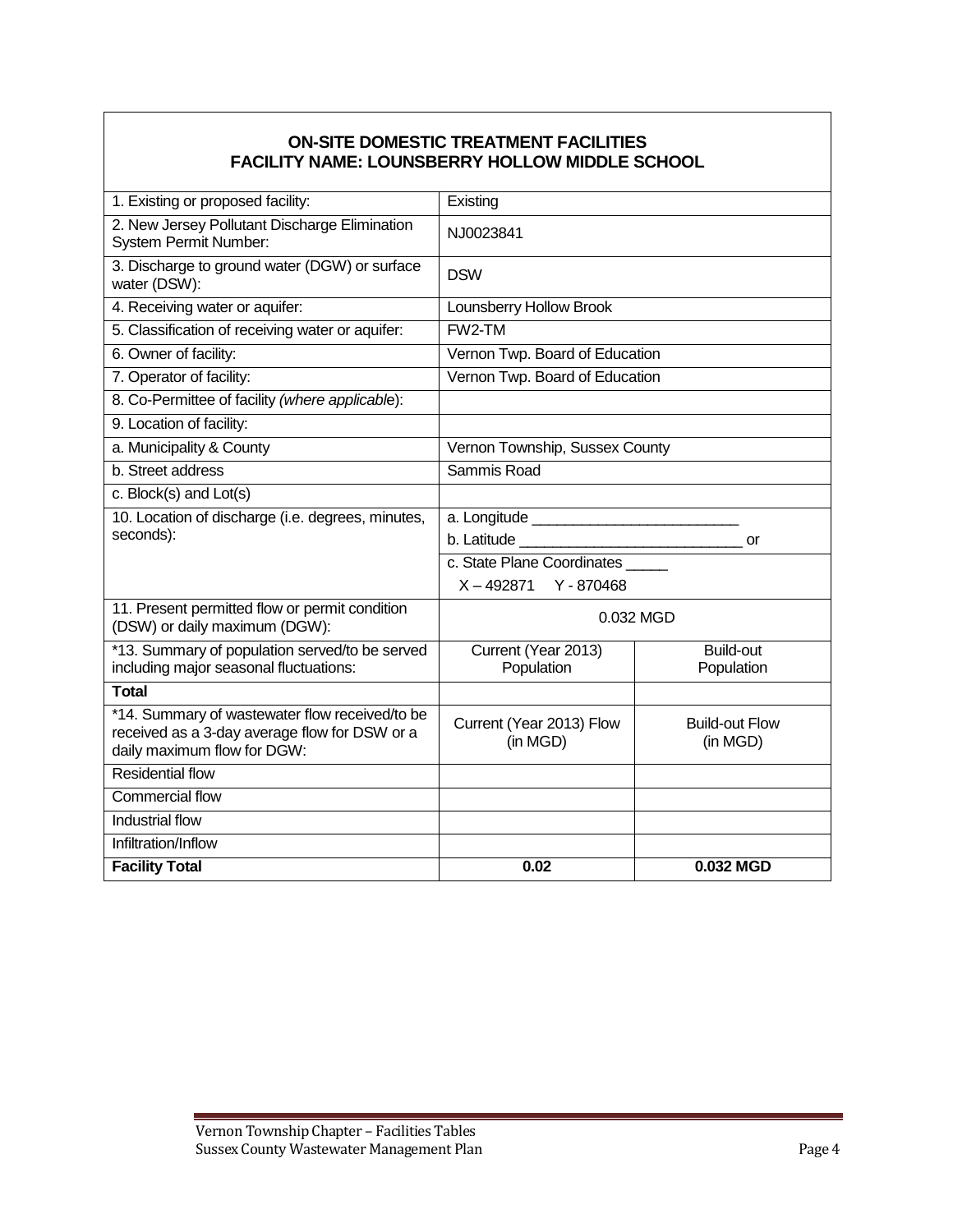| **ON-SITE DOMESTIC TREATMENT FACILITIES FACILITY NAME: LOUNSBERRY HOLLOW MIDDLE SCHOOL** | | |
|---|---|---|
| 1. Existing or proposed facility: | Existing | |
| 2. New Jersey Pollutant Discharge Elimination System Permit Number: | NJ0023841 | |
| 3. Discharge to ground water (DGW) or surface water (DSW): | DSW | |
| 4. Receiving water or aquifer: | Lounsberry Hollow Brook | |
| 5. Classification of receiving water or aquifer: | FW2-TM | |
| 6. Owner of facility: | Vernon Twp. Board of Education | |
| 7. Operator of facility: | Vernon Twp. Board of Education | |
| 8. Co-Permittee of facility *(where applicable*): | | |
| 9. Location of facility: | | |
| a. Municipality & County | Vernon Township, Sussex County | |
| b. Street address | Sammis Road | |
| c. Block(s) and Lot(s) | | |
| 10. Location of discharge (i.e. degrees, minutes, seconds): | a. Longitude ________________________<br>b. Latitude __________________________ or | |
| | c. State Plane Coordinates _____<br>X – 492871   Y - 870468 | |
| 11. Present permitted flow or permit condition (DSW) or daily maximum (DGW): | 0.032 MGD | |
| *13. Summary of population served/to be served including major seasonal fluctuations: | Current (Year 2013) Population | Build-out Population |
| **Total** | | |
| *14. Summary of wastewater flow received/to be received as a 3-day average flow for DSW or a daily maximum flow for DGW: | Current (Year 2013) Flow (in MGD) | Build-out Flow (in MGD) |
| Residential flow | | |
| Commercial flow | | |
| Industrial flow | | |
| Infiltration/Inflow | | |
| **Facility Total** | **0.02** | **0.032 MGD** |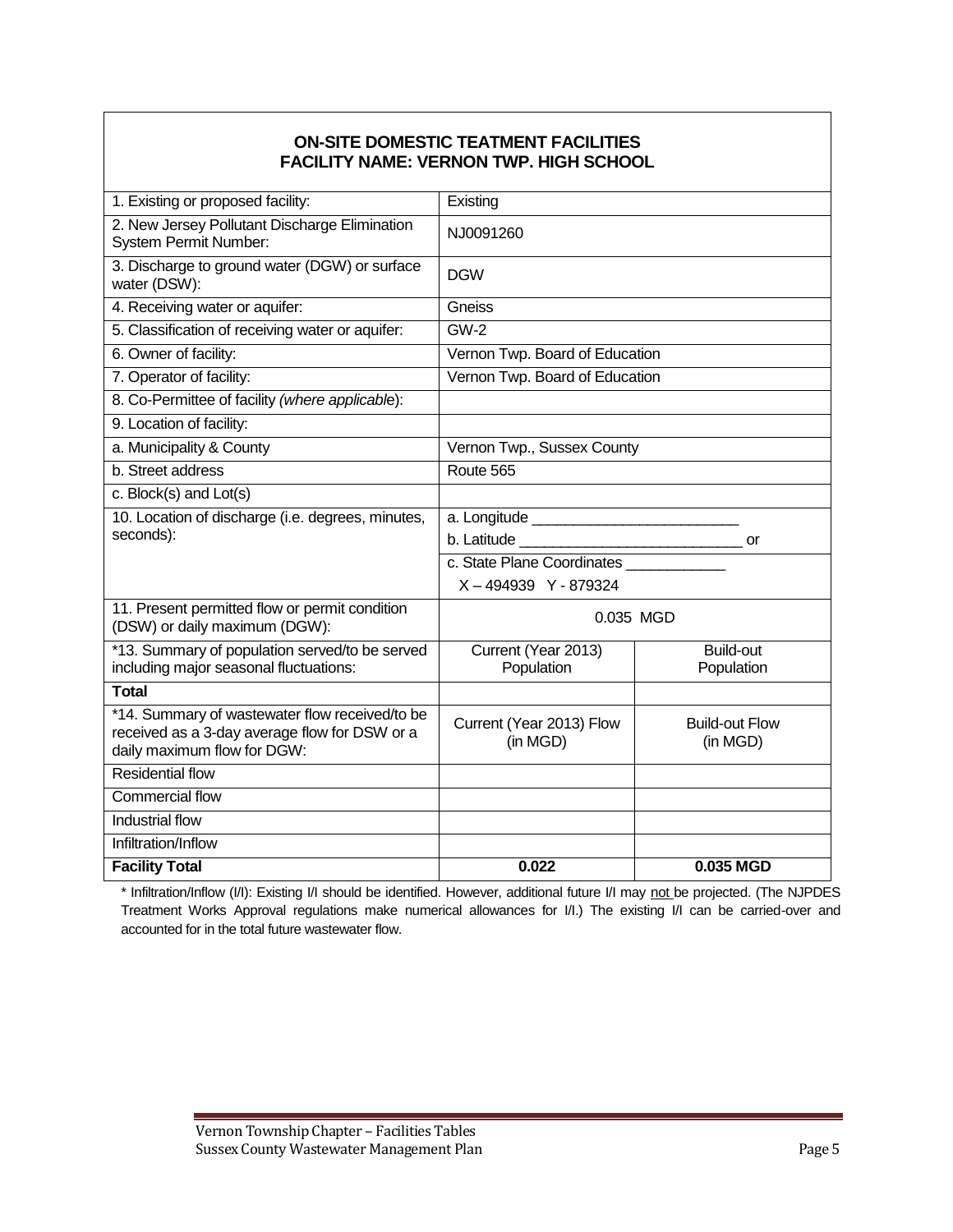## ON-SITE DOMESTIC TEATMENT FACILITIES
## FACILITY NAME: VERNON TWP. HIGH SCHOOL

| | | |
|---|---|---|
| 1. Existing or proposed facility: | Existing | |
| 2. New Jersey Pollutant Discharge Elimination System Permit Number: | NJ0091260 | |
| 3. Discharge to ground water (DGW) or surface water (DSW): | DGW | |
| 4. Receiving water or aquifer: | Gneiss | |
| 5. Classification of receiving water or aquifer: | GW-2 | |
| 6. Owner of facility: | Vernon Twp. Board of Education | |
| 7. Operator of facility: | Vernon Twp. Board of Education | |
| 8. Co-Permittee of facility *(where applicable)*: | | |
| 9. Location of facility: | | |
| a. Municipality & County | Vernon Twp., Sussex County | |
| b. Street address | Route 565 | |
| c. Block(s) and Lot(s) | | |
| 10. Location of discharge (i.e. degrees, minutes, seconds): | a. Longitude ________________________ b. Latitude __________________________ or | |
| | c. State Plane Coordinates ____________ X – 494939 Y - 879324 | |
| 11. Present permitted flow or permit condition (DSW) or daily maximum (DGW): | 0.035 MGD | |
| *13. Summary of population served/to be served including major seasonal fluctuations: | Current (Year 2013) Population | Build-out Population |
| **Total** | | |
| *14. Summary of wastewater flow received/to be received as a 3-day average flow for DSW or a daily maximum flow for DGW: | Current (Year 2013) Flow (in MGD) | Build-out Flow (in MGD) |
| Residential flow | | |
| Commercial flow | | |
| Industrial flow | | |
| Infiltration/Inflow | | |
| **Facility Total** | **0.022** | **0.035 MGD** |

* Infiltration/Inflow (I/I): Existing I/I should be identified. However, additional future I/I may not be projected. (The NJPDES Treatment Works Approval regulations make numerical allowances for I/I.) The existing I/I can be carried-over and accounted for in the total future wastewater flow.